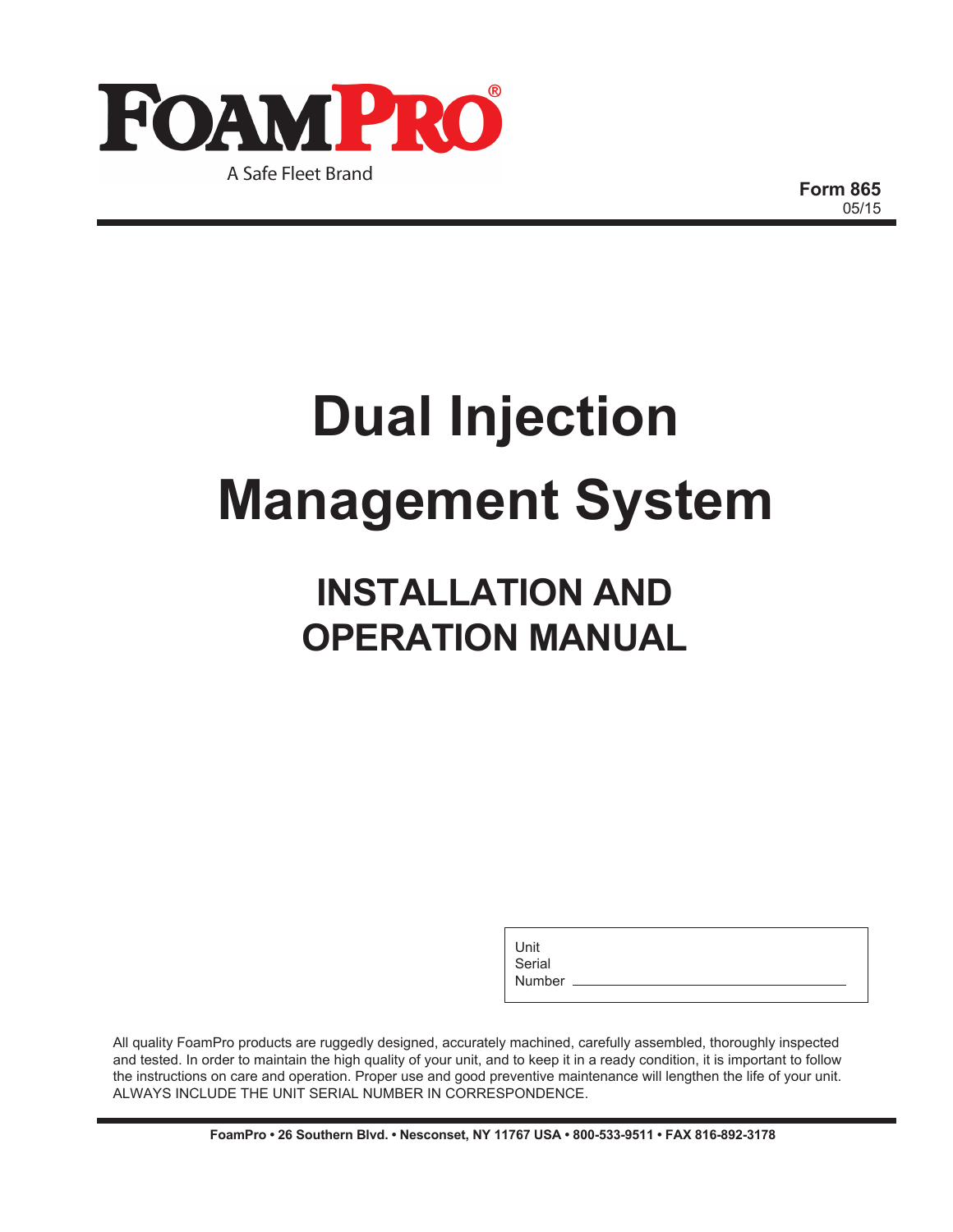FOAMPRO®

A Safe Fleet Brand

**Form 865**
05/15

# Dual Injection Management System

## INSTALLATION AND OPERATION MANUAL

Unit
Serial
Number ______________________________

All quality FoamPro products are ruggedly designed, accurately machined, carefully assembled, thoroughly inspected and tested. In order to maintain the high quality of your unit, and to keep it in a ready condition, it is important to follow the instructions on care and operation. Proper use and good preventive maintenance will lengthen the life of your unit. ALWAYS INCLUDE THE UNIT SERIAL NUMBER IN CORRESPONDENCE.

**FoamPro • 26 Southern Blvd. • Nesconset, NY 11767 USA • 800-533-9511 • FAX 816-892-3178**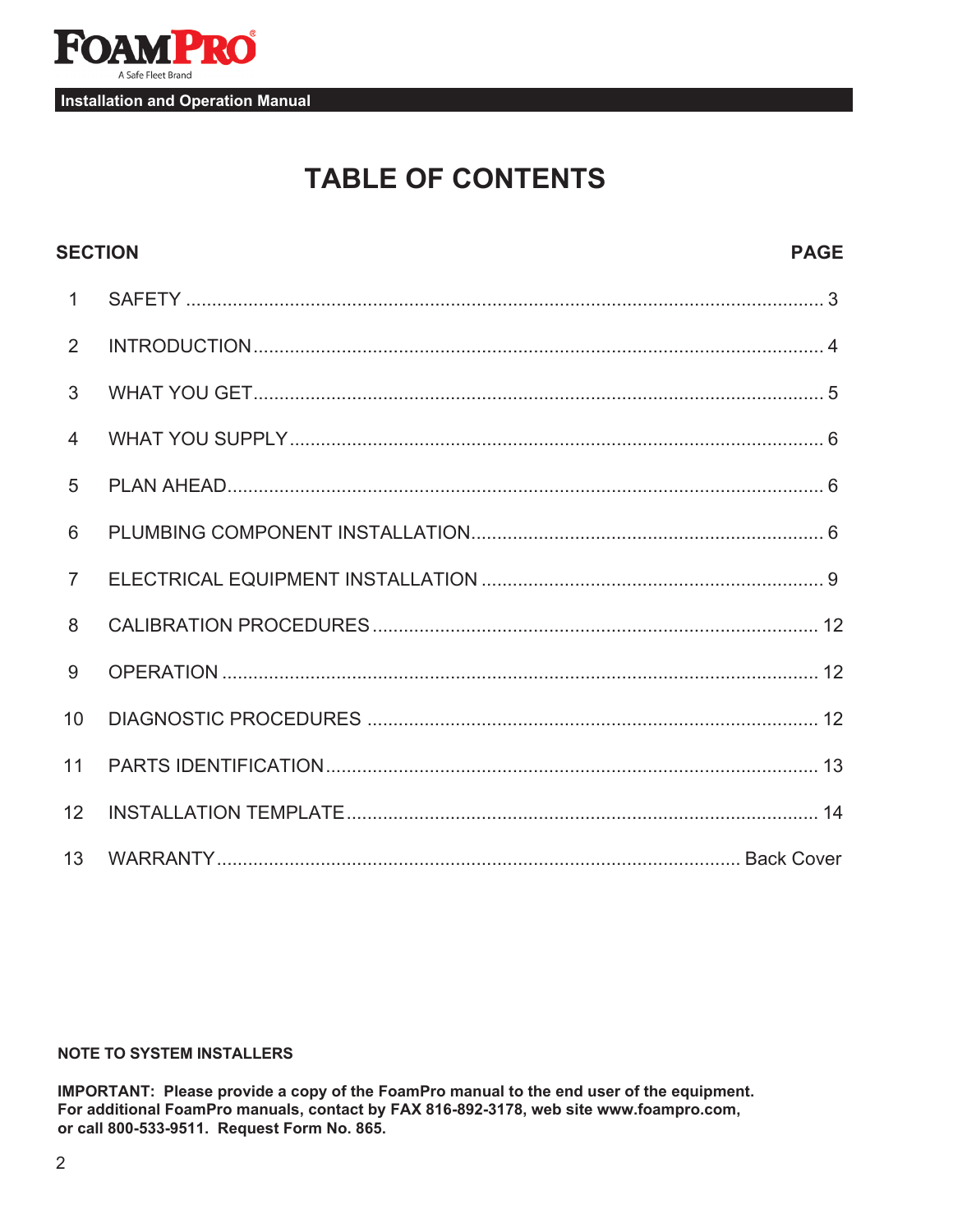# TABLE OF CONTENTS

| SECTION | | PAGE |
|---|---|---|
| 1 | SAFETY | 3 |
| 2 | INTRODUCTION | 4 |
| 3 | WHAT YOU GET | 5 |
| 4 | WHAT YOU SUPPLY | 6 |
| 5 | PLAN AHEAD | 6 |
| 6 | PLUMBING COMPONENT INSTALLATION | 6 |
| 7 | ELECTRICAL EQUIPMENT INSTALLATION | 9 |
| 8 | CALIBRATION PROCEDURES | 12 |
| 9 | OPERATION | 12 |
| 10 | DIAGNOSTIC PROCEDURES | 12 |
| 11 | PARTS IDENTIFICATION | 13 |
| 12 | INSTALLATION TEMPLATE | 14 |
| 13 | WARRANTY | Back Cover |

**NOTE TO SYSTEM INSTALLERS**

**IMPORTANT: Please provide a copy of the FoamPro manual to the end user of the equipment. For additional FoamPro manuals, contact by FAX 816-892-3178, web site www.foampro.com, or call 800-533-9511. Request Form No. 865.**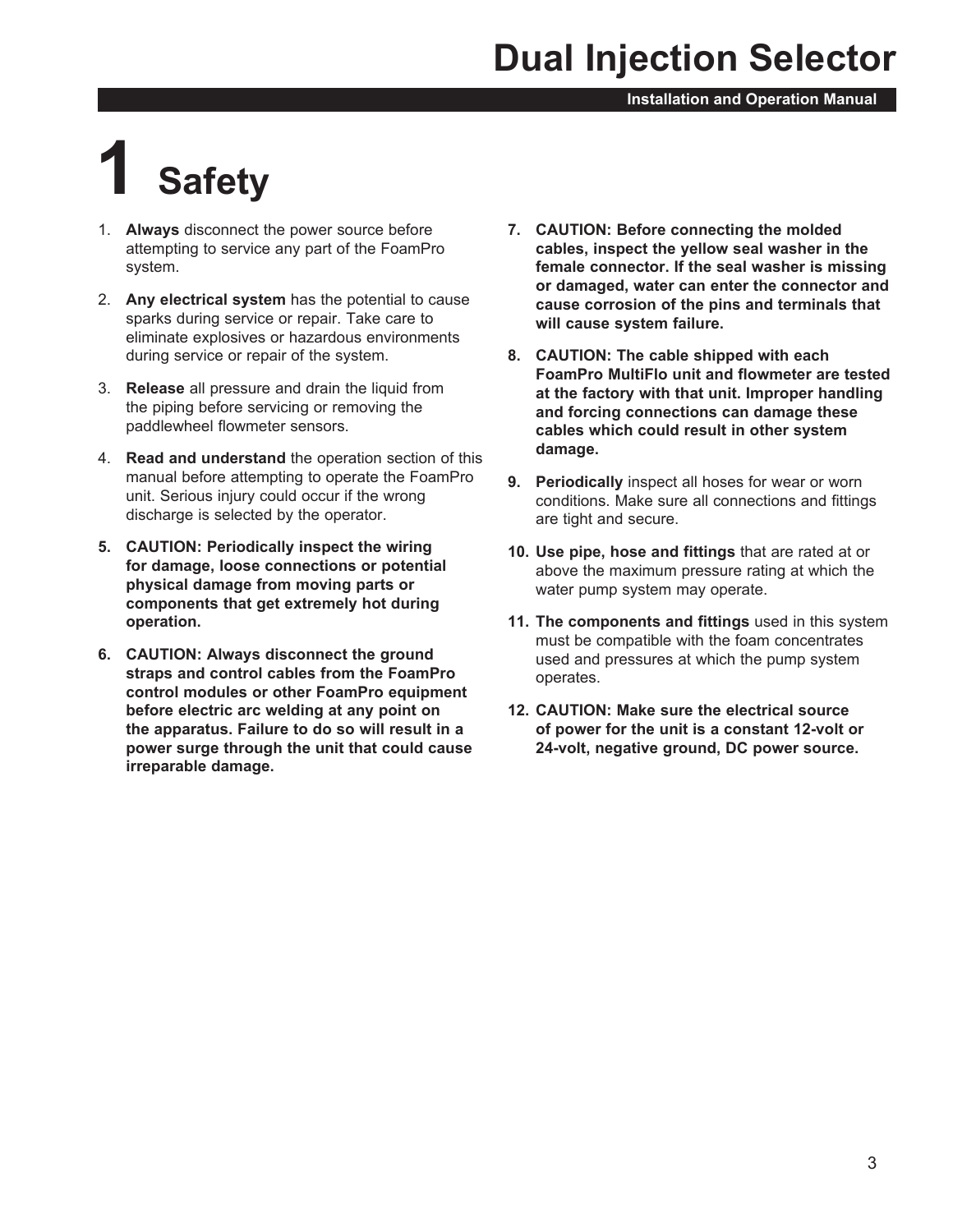# 1 Safety

1. **Always** disconnect the power source before attempting to service any part of the FoamPro system.

2. **Any electrical system** has the potential to cause sparks during service or repair. Take care to eliminate explosives or hazardous environments during service or repair of the system.

3. **Release** all pressure and drain the liquid from the piping before servicing or removing the paddlewheel flowmeter sensors.

4. **Read and understand** the operation section of this manual before attempting to operate the FoamPro unit. Serious injury could occur if the wrong discharge is selected by the operator.

5. **CAUTION: Periodically inspect the wiring for damage, loose connections or potential physical damage from moving parts or components that get extremely hot during operation.**

6. **CAUTION: Always disconnect the ground straps and control cables from the FoamPro control modules or other FoamPro equipment before electric arc welding at any point on the apparatus. Failure to do so will result in a power surge through the unit that could cause irreparable damage.**

7. **CAUTION: Before connecting the molded cables, inspect the yellow seal washer in the female connector. If the seal washer is missing or damaged, water can enter the connector and cause corrosion of the pins and terminals that will cause system failure.**

8. **CAUTION: The cable shipped with each FoamPro MultiFlo unit and flowmeter are tested at the factory with that unit. Improper handling and forcing connections can damage these cables which could result in other system damage.**

9. **Periodically** inspect all hoses for wear or worn conditions. Make sure all connections and fittings are tight and secure.

10. **Use pipe, hose and fittings** that are rated at or above the maximum pressure rating at which the water pump system may operate.

11. **The components and fittings** used in this system must be compatible with the foam concentrates used and pressures at which the pump system operates.

12. **CAUTION: Make sure the electrical source of power for the unit is a constant 12-volt or 24-volt, negative ground, DC power source.**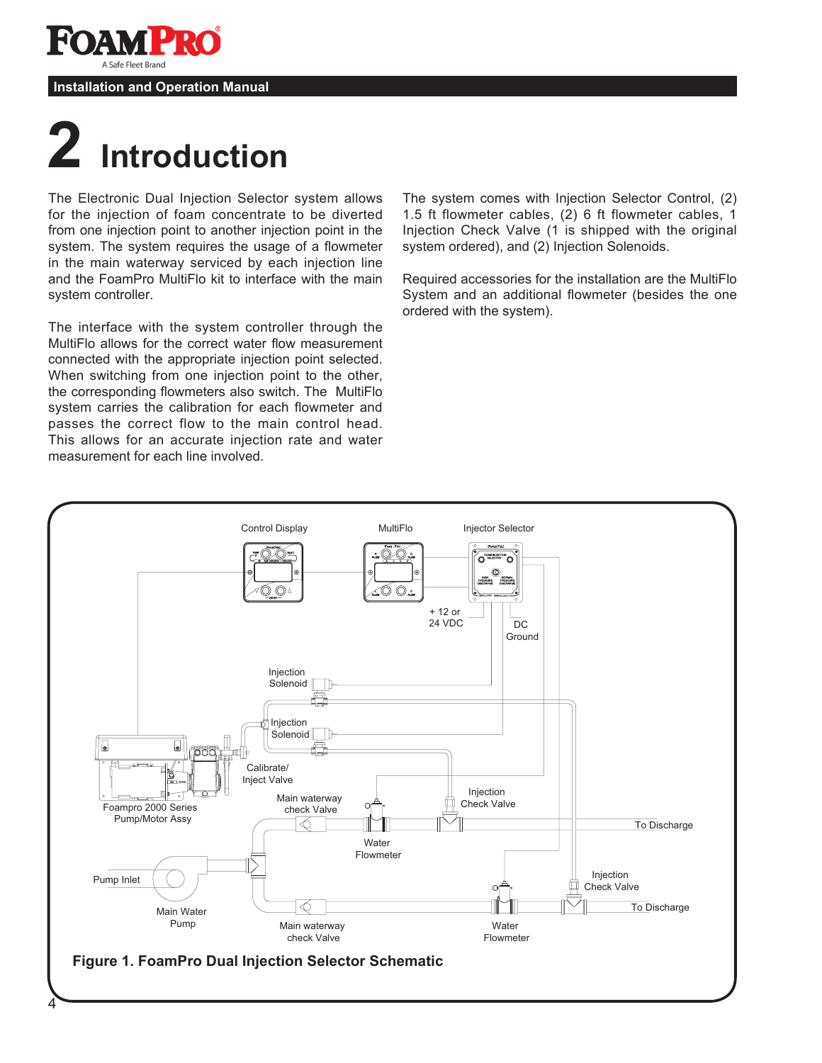# 2 Introduction

The Electronic Dual Injection Selector system allows for the injection of foam concentrate to be diverted from one injection point to another injection point in the system. The system requires the usage of a flowmeter in the main waterway serviced by each injection line and the FoamPro MultiFlo kit to interface with the main system controller.

The interface with the system controller through the MultiFlo allows for the correct water flow measurement connected with the appropriate injection point selected. When switching from one injection point to the other, the corresponding flowmeters also switch. The MultiFlo system carries the calibration for each flowmeter and passes the correct flow to the main control head. This allows for an accurate injection rate and water measurement for each line involved.

The system comes with Injection Selector Control, (2) 1.5 ft flowmeter cables, (2) 6 ft flowmeter cables, 1 Injection Check Valve (1 is shipped with the original system ordered), and (2) Injection Solenoids.

Required accessories for the installation are the MultiFlo System and an additional flowmeter (besides the one ordered with the system).

**Figure 1. FoamPro Dual Injection Selector Schematic**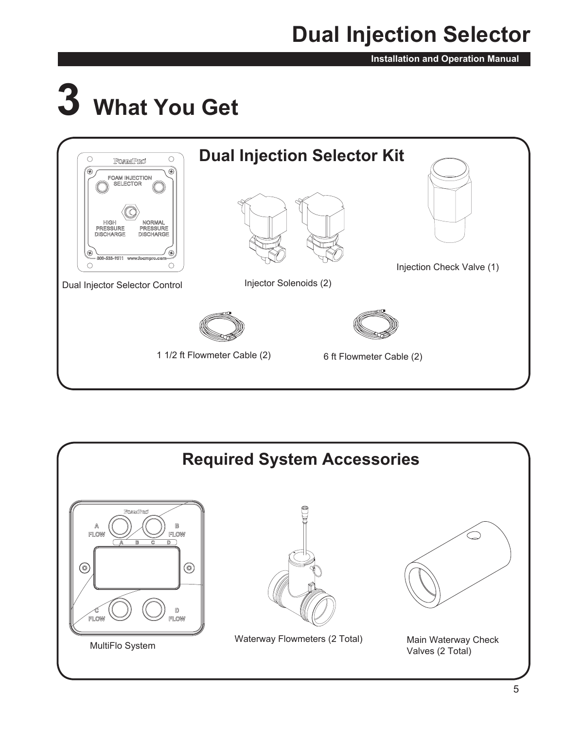# 3 What You Get

## Dual Injection Selector Kit

Dual Injector Selector Control

Injector Solenoids (2)

Injection Check Valve (1)

1 1/2 ft Flowmeter Cable (2)

6 ft Flowmeter Cable (2)

## Required System Accessories

MultiFlo System

Waterway Flowmeters (2 Total)

Main Waterway Check Valves (2 Total)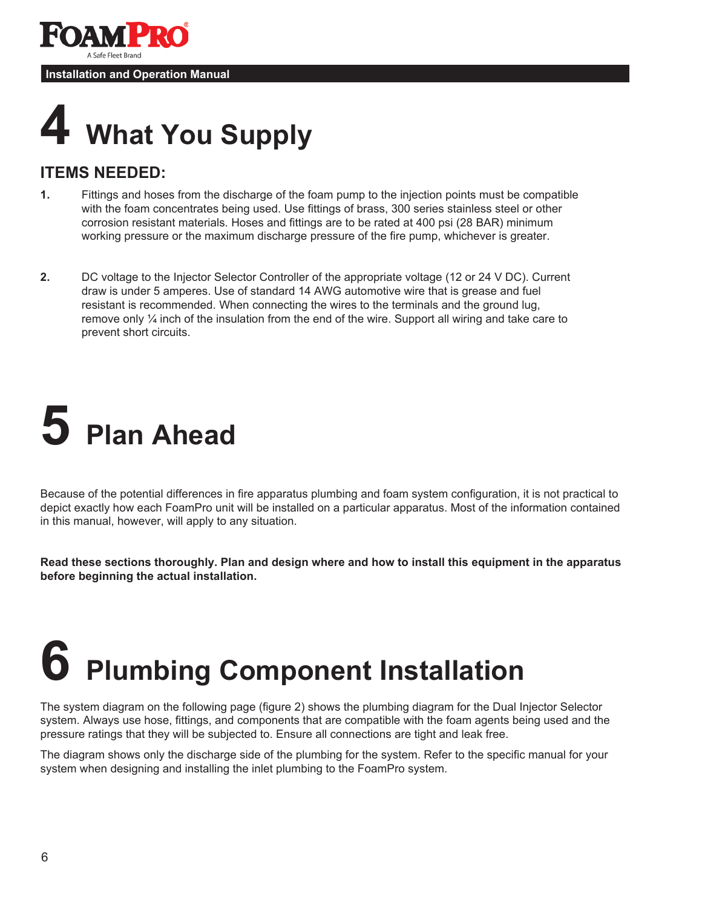# 4 What You Supply

## ITEMS NEEDED:

1. Fittings and hoses from the discharge of the foam pump to the injection points must be compatible with the foam concentrates being used. Use fittings of brass, 300 series stainless steel or other corrosion resistant materials. Hoses and fittings are to be rated at 400 psi (28 BAR) minimum working pressure or the maximum discharge pressure of the fire pump, whichever is greater.

2. DC voltage to the Injector Selector Controller of the appropriate voltage (12 or 24 V DC). Current draw is under 5 amperes. Use of standard 14 AWG automotive wire that is grease and fuel resistant is recommended. When connecting the wires to the terminals and the ground lug, remove only ¼ inch of the insulation from the end of the wire. Support all wiring and take care to prevent short circuits.

# 5 Plan Ahead

Because of the potential differences in fire apparatus plumbing and foam system configuration, it is not practical to depict exactly how each FoamPro unit will be installed on a particular apparatus. Most of the information contained in this manual, however, will apply to any situation.

**Read these sections thoroughly. Plan and design where and how to install this equipment in the apparatus before beginning the actual installation.**

# 6 Plumbing Component Installation

The system diagram on the following page (figure 2) shows the plumbing diagram for the Dual Injector Selector system. Always use hose, fittings, and components that are compatible with the foam agents being used and the pressure ratings that they will be subjected to. Ensure all connections are tight and leak free.

The diagram shows only the discharge side of the plumbing for the system. Refer to the specific manual for your system when designing and installing the inlet plumbing to the FoamPro system.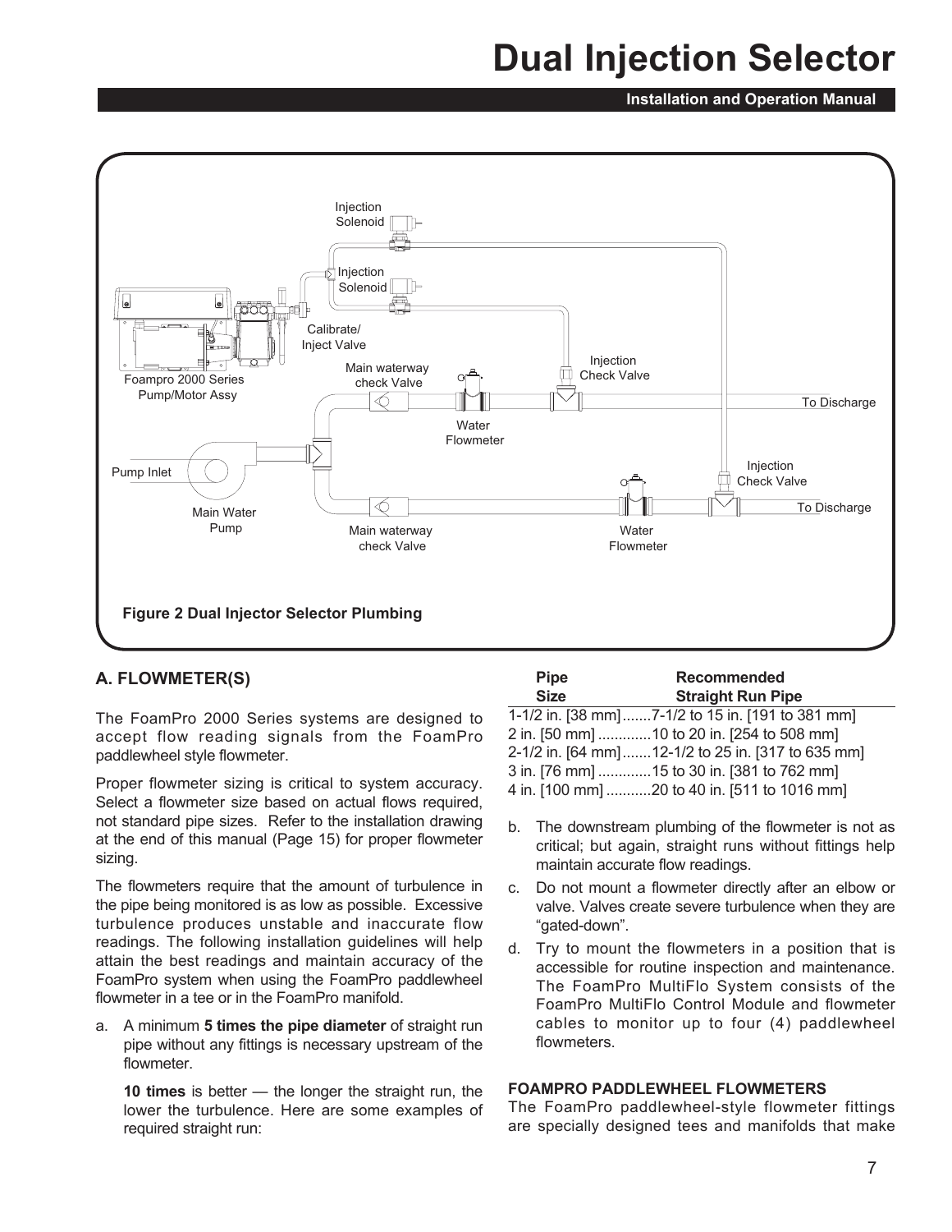Figure 2 Dual Injector Selector Plumbing

## A. FLOWMETER(S)

The FoamPro 2000 Series systems are designed to accept flow reading signals from the FoamPro paddlewheel style flowmeter.

Proper flowmeter sizing is critical to system accuracy. Select a flowmeter size based on actual flows required, not standard pipe sizes. Refer to the installation drawing at the end of this manual (Page 15) for proper flowmeter sizing.

The flowmeters require that the amount of turbulence in the pipe being monitored is as low as possible. Excessive turbulence produces unstable and inaccurate flow readings. The following installation guidelines will help attain the best readings and maintain accuracy of the FoamPro system when using the FoamPro paddlewheel flowmeter in a tee or in the FoamPro manifold.

a. A minimum **5 times the pipe diameter** of straight run pipe without any fittings is necessary upstream of the flowmeter.

   **10 times** is better — the longer the straight run, the lower the turbulence. Here are some examples of required straight run:

| Pipe Size | Recommended Straight Run Pipe |
|---|---|
| 1-1/2 in. [38 mm] | 7-1/2 to 15 in. [191 to 381 mm] |
| 2 in. [50 mm] | 10 to 20 in. [254 to 508 mm] |
| 2-1/2 in. [64 mm] | 12-1/2 to 25 in. [317 to 635 mm] |
| 3 in. [76 mm] | 15 to 30 in. [381 to 762 mm] |
| 4 in. [100 mm] | 20 to 40 in. [511 to 1016 mm] |

b. The downstream plumbing of the flowmeter is not as critical; but again, straight runs without fittings help maintain accurate flow readings.

c. Do not mount a flowmeter directly after an elbow or valve. Valves create severe turbulence when they are "gated-down".

d. Try to mount the flowmeters in a position that is accessible for routine inspection and maintenance. The FoamPro MultiFlo System consists of the FoamPro MultiFlo Control Module and flowmeter cables to monitor up to four (4) paddlewheel flowmeters.

### FOAMPRO PADDLEWHEEL FLOWMETERS

The FoamPro paddlewheel-style flowmeter fittings are specially designed tees and manifolds that make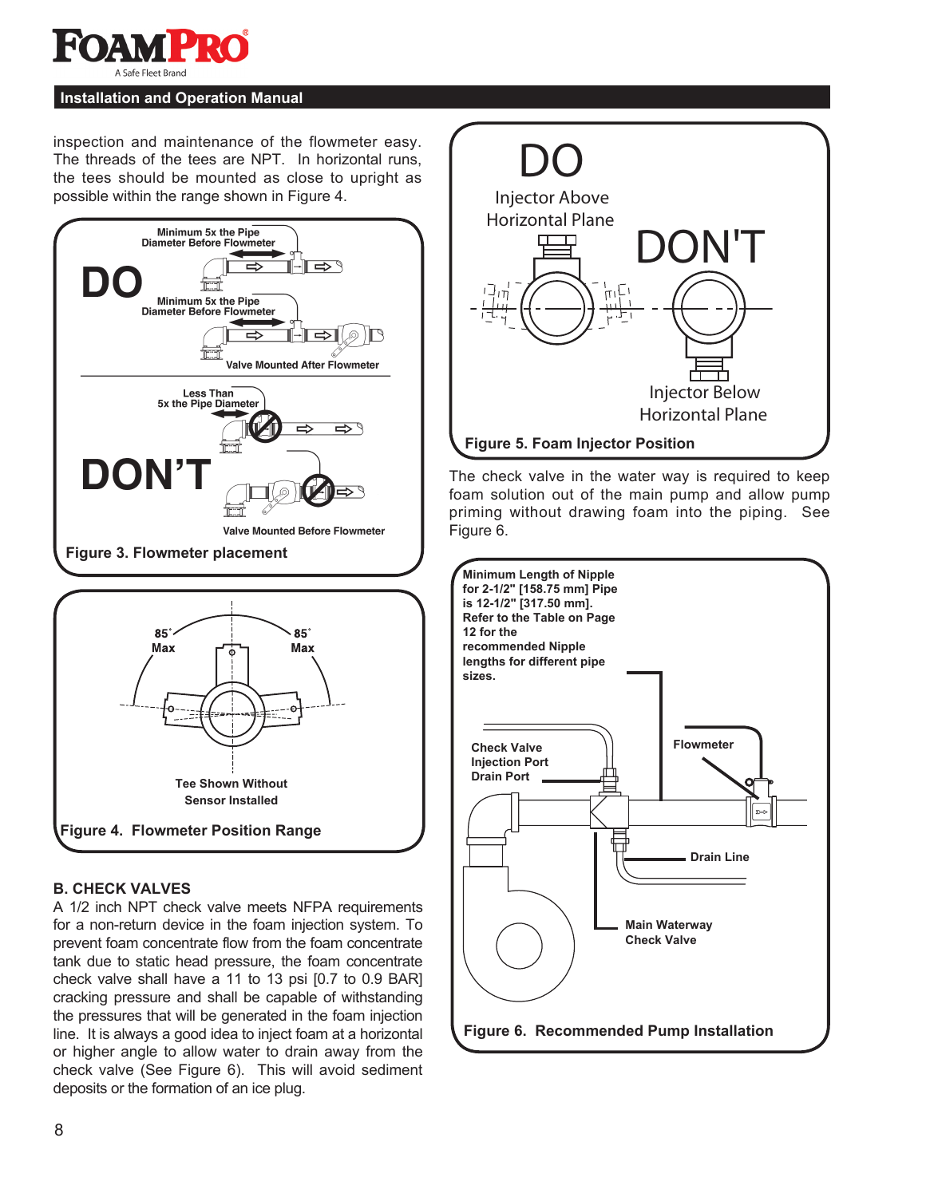inspection and maintenance of the flowmeter easy. The threads of the tees are NPT. In horizontal runs, the tees should be mounted as close to upright as possible within the range shown in Figure 4.

DO

Minimum 5x the Pipe Diameter Before Flowmeter

Minimum 5x the Pipe Diameter Before Flowmeter

Valve Mounted After Flowmeter

Less Than 5x the Pipe Diameter

DON'T

Valve Mounted Before Flowmeter

**Figure 3. Flowmeter placement**

85° Max

85° Max

Tee Shown Without Sensor Installed

**Figure 4. Flowmeter Position Range**

### B. CHECK VALVES

A 1/2 inch NPT check valve meets NFPA requirements for a non-return device in the foam injection system. To prevent foam concentrate flow from the foam concentrate tank due to static head pressure, the foam concentrate check valve shall have a 11 to 13 psi [0.7 to 0.9 BAR] cracking pressure and shall be capable of withstanding the pressures that will be generated in the foam injection line. It is always a good idea to inject foam at a horizontal or higher angle to allow water to drain away from the check valve (See Figure 6). This will avoid sediment deposits or the formation of an ice plug.

DO

Injector Above Horizontal Plane

DON'T

Injector Below Horizontal Plane

**Figure 5. Foam Injector Position**

The check valve in the water way is required to keep foam solution out of the main pump and allow pump priming without drawing foam into the piping. See Figure 6.

Minimum Length of Nipple for 2-1/2" [158.75 mm] Pipe is 12-1/2" [317.50 mm]. Refer to the Table on Page 12 for the recommended Nipple lengths for different pipe sizes.

Check Valve

Injection Port

Drain Port

Flowmeter

Drain Line

Main Waterway Check Valve

**Figure 6. Recommended Pump Installation**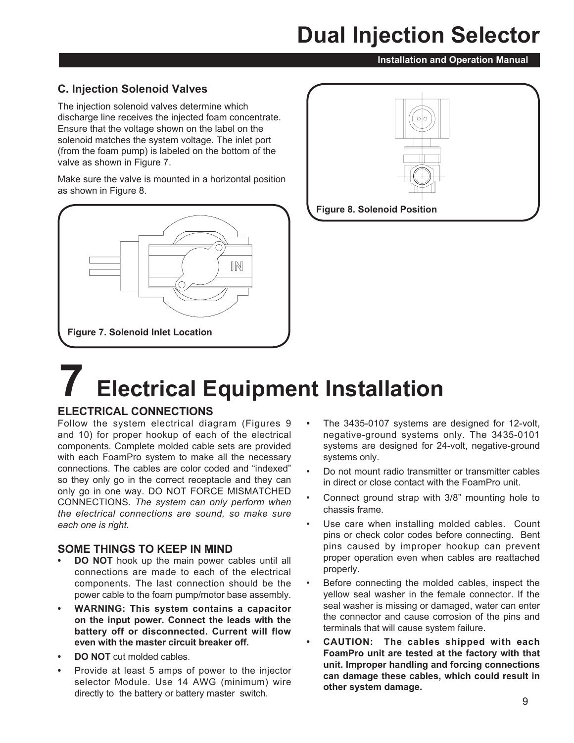### C. Injection Solenoid Valves

The injection solenoid valves determine which discharge line receives the injected foam concentrate. Ensure that the voltage shown on the label on the solenoid matches the system voltage. The inlet port (from the foam pump) is labeled on the bottom of the valve as shown in Figure 7.

Make sure the valve is mounted in a horizontal position as shown in Figure 8.

**Figure 7. Solenoid Inlet Location**

**Figure 8. Solenoid Position**

# 7 Electrical Equipment Installation

## ELECTRICAL CONNECTIONS

Follow the system electrical diagram (Figures 9 and 10) for proper hookup of each of the electrical components. Complete molded cable sets are provided with each FoamPro system to make all the necessary connections. The cables are color coded and "indexed" so they only go in the correct receptacle and they can only go in one way. DO NOT FORCE MISMATCHED CONNECTIONS. *The system can only perform when the electrical connections are sound, so make sure each one is right.*

## SOME THINGS TO KEEP IN MIND

- **DO NOT** hook up the main power cables until all connections are made to each of the electrical components. The last connection should be the power cable to the foam pump/motor base assembly.
- **WARNING: This system contains a capacitor on the input power. Connect the leads with the battery off or disconnected. Current will flow even with the master circuit breaker off.**
- **DO NOT** cut molded cables.
- Provide at least 5 amps of power to the injector selector Module. Use 14 AWG (minimum) wire directly to the battery or battery master switch.
- The 3435-0107 systems are designed for 12-volt, negative-ground systems only. The 3435-0101 systems are designed for 24-volt, negative-ground systems only.
- Do not mount radio transmitter or transmitter cables in direct or close contact with the FoamPro unit.
- Connect ground strap with 3/8" mounting hole to chassis frame.
- Use care when installing molded cables. Count pins or check color codes before connecting. Bent pins caused by improper hookup can prevent proper operation even when cables are reattached properly.
- Before connecting the molded cables, inspect the yellow seal washer in the female connector. If the seal washer is missing or damaged, water can enter the connector and cause corrosion of the pins and terminals that will cause system failure.
- **CAUTION: The cables shipped with each FoamPro unit are tested at the factory with that unit. Improper handling and forcing connections can damage these cables, which could result in other system damage.**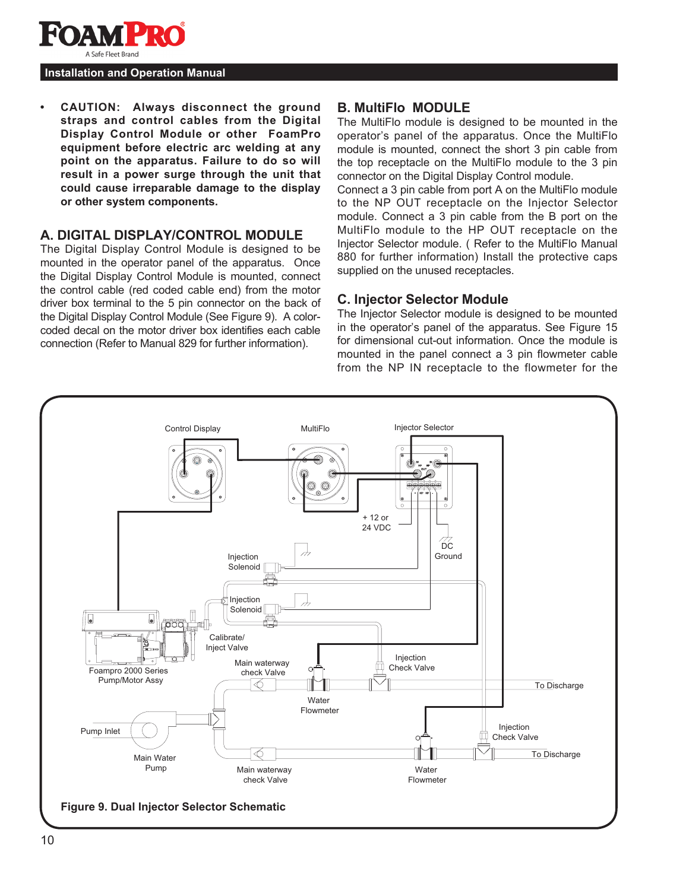- **CAUTION: Always disconnect the ground straps and control cables from the Digital Display Control Module or other FoamPro equipment before electric arc welding at any point on the apparatus. Failure to do so will result in a power surge through the unit that could cause irreparable damage to the display or other system components.**

## A. DIGITAL DISPLAY/CONTROL MODULE

The Digital Display Control Module is designed to be mounted in the operator panel of the apparatus. Once the Digital Display Control Module is mounted, connect the control cable (red coded cable end) from the motor driver box terminal to the 5 pin connector on the back of the Digital Display Control Module (See Figure 9). A color-coded decal on the motor driver box identifies each cable connection (Refer to Manual 829 for further information).

## B. MultiFlo MODULE

The MultiFlo module is designed to be mounted in the operator's panel of the apparatus. Once the MultiFlo module is mounted, connect the short 3 pin cable from the top receptacle on the MultiFlo module to the 3 pin connector on the Digital Display Control module.

Connect a 3 pin cable from port A on the MultiFlo module to the NP OUT receptacle on the Injector Selector module. Connect a 3 pin cable from the B port on the MultiFlo module to the HP OUT receptacle on the Injector Selector module. ( Refer to the MultiFlo Manual 880 for further information) Install the protective caps supplied on the unused receptacles.

## C. Injector Selector Module

The Injector Selector module is designed to be mounted in the operator's panel of the apparatus. See Figure 15 for dimensional cut-out information. Once the module is mounted in the panel connect a 3 pin flowmeter cable from the NP IN receptacle to the flowmeter for the

Figure 9. Dual Injector Selector Schematic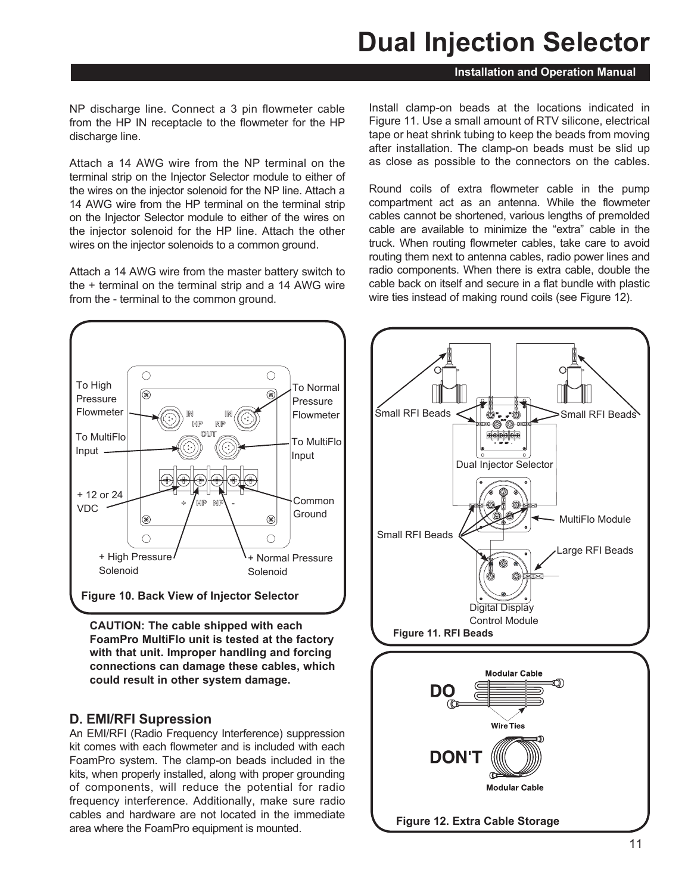NP discharge line. Connect a 3 pin flowmeter cable from the HP IN receptacle to the flowmeter for the HP discharge line.

Attach a 14 AWG wire from the NP terminal on the terminal strip on the Injector Selector module to either of the wires on the injector solenoid for the NP line. Attach a 14 AWG wire from the HP terminal on the terminal strip on the Injector Selector module to either of the wires on the injector solenoid for the HP line. Attach the other wires on the injector solenoids to a common ground.

Attach a 14 AWG wire from the master battery switch to the + terminal on the terminal strip and a 14 AWG wire from the - terminal to the common ground.

To High Pressure Flowmeter
To MultiFlo Input
+ 12 or 24 VDC
+ High Pressure Solenoid
To Normal Pressure Flowmeter
To MultiFlo Input
Common Ground
+ Normal Pressure Solenoid

**Figure 10. Back View of Injector Selector**

**CAUTION: The cable shipped with each FoamPro MultiFlo unit is tested at the factory with that unit. Improper handling and forcing connections can damage these cables, which could result in other system damage.**

## D. EMI/RFI Supression

An EMI/RFI (Radio Frequency Interference) suppression kit comes with each flowmeter and is included with each FoamPro system. The clamp-on beads included in the kits, when properly installed, along with proper grounding of components, will reduce the potential for radio frequency interference. Additionally, make sure radio cables and hardware are not located in the immediate area where the FoamPro equipment is mounted.

Install clamp-on beads at the locations indicated in Figure 11. Use a small amount of RTV silicone, electrical tape or heat shrink tubing to keep the beads from moving after installation. The clamp-on beads must be slid up as close as possible to the connectors on the cables.

Round coils of extra flowmeter cable in the pump compartment act as an antenna. While the flowmeter cables cannot be shortened, various lengths of premolded cable are available to minimize the “extra” cable in the truck. When routing flowmeter cables, take care to avoid routing them next to antenna cables, radio power lines and radio components. When there is extra cable, double the cable back on itself and secure in a flat bundle with plastic wire ties instead of making round coils (see Figure 12).

Small RFI Beads
Small RFI Beads
Dual Injector Selector
MultiFlo Module
Small RFI Beads
Large RFI Beads
Digital Display Control Module

**Figure 11. RFI Beads**

DO
Modular Cable
Wire Ties
DON'T
Modular Cable

**Figure 12. Extra Cable Storage**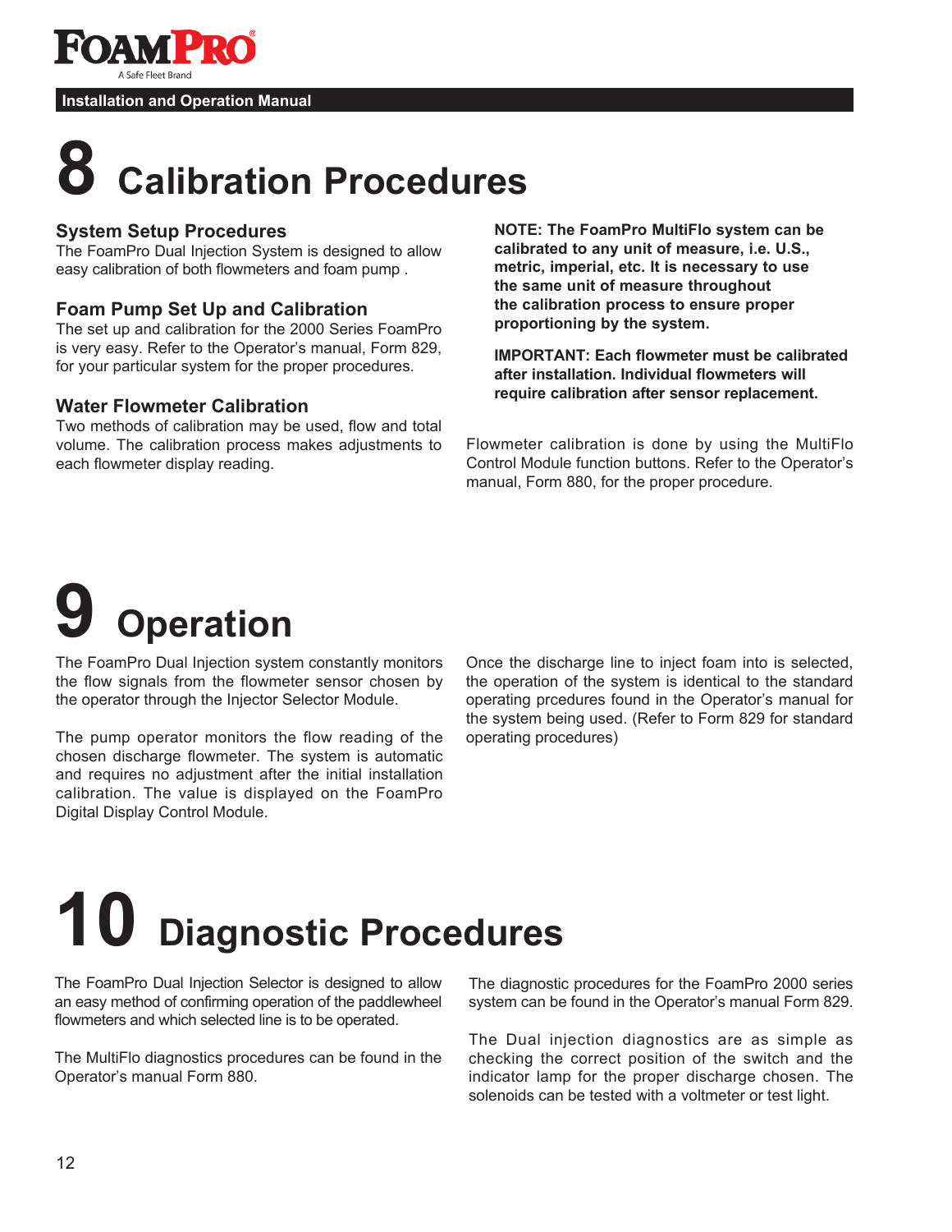# 8 Calibration Procedures

### System Setup Procedures

The FoamPro Dual Injection System is designed to allow easy calibration of both flowmeters and foam pump .

### Foam Pump Set Up and Calibration

The set up and calibration for the 2000 Series FoamPro is very easy. Refer to the Operator's manual, Form 829, for your particular system for the proper procedures.

### Water Flowmeter Calibration

Two methods of calibration may be used, flow and total volume. The calibration process makes adjustments to each flowmeter display reading.

**NOTE: The FoamPro MultiFlo system can be calibrated to any unit of measure, i.e. U.S., metric, imperial, etc. It is necessary to use the same unit of measure throughout the calibration process to ensure proper proportioning by the system.**

**IMPORTANT: Each flowmeter must be calibrated after installation. Individual flowmeters will require calibration after sensor replacement.**

Flowmeter calibration is done by using the MultiFlo Control Module function buttons. Refer to the Operator's manual, Form 880, for the proper procedure.

# 9 Operation

The FoamPro Dual Injection system constantly monitors the flow signals from the flowmeter sensor chosen by the operator through the Injector Selector Module.

The pump operator monitors the flow reading of the chosen discharge flowmeter. The system is automatic and requires no adjustment after the initial installation calibration. The value is displayed on the FoamPro Digital Display Control Module.

Once the discharge line to inject foam into is selected, the operation of the system is identical to the standard operating prcedures found in the Operator's manual for the system being used. (Refer to Form 829 for standard operating procedures)

# 10 Diagnostic Procedures

The FoamPro Dual Injection Selector is designed to allow an easy method of confirming operation of the paddlewheel flowmeters and which selected line is to be operated.

The MultiFlo diagnostics procedures can be found in the Operator's manual Form 880.

The diagnostic procedures for the FoamPro 2000 series system can be found in the Operator's manual Form 829.

The Dual injection diagnostics are as simple as checking the correct position of the switch and the indicator lamp for the proper discharge chosen. The solenoids can be tested with a voltmeter or test light.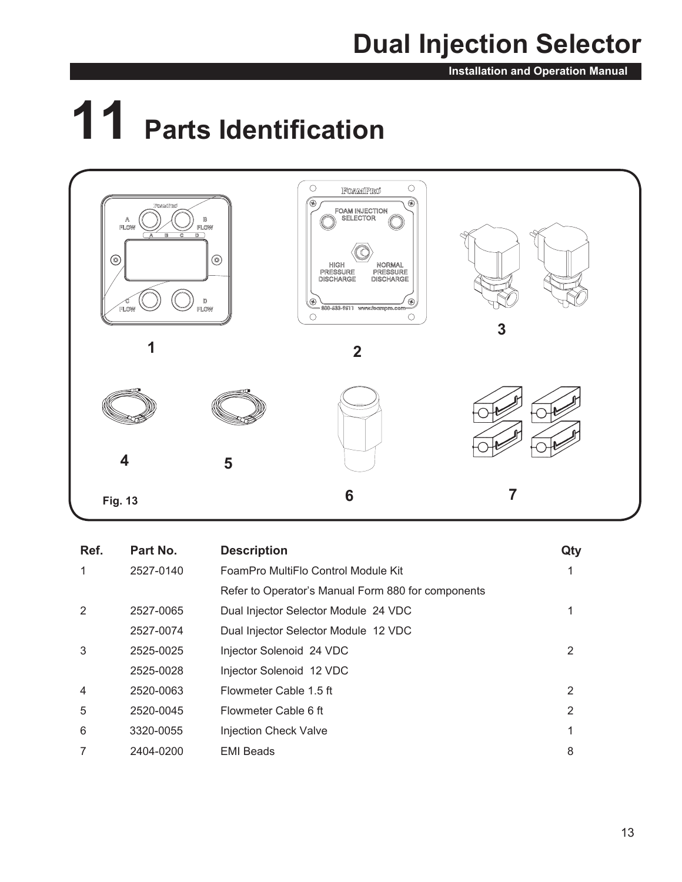# 11 Parts Identification

Fig. 13

| Ref. | Part No. | Description | Qty |
|---|---|---|---|
| 1 | 2527-0140 | FoamPro MultiFlo Control Module Kit | 1 |
| | | Refer to Operator's Manual Form 880 for components | |
| 2 | 2527-0065 | Dual Injector Selector Module 24 VDC | 1 |
| | 2527-0074 | Dual Injector Selector Module 12 VDC | |
| 3 | 2525-0025 | Injector Solenoid 24 VDC | 2 |
| | 2525-0028 | Injector Solenoid 12 VDC | |
| 4 | 2520-0063 | Flowmeter Cable 1.5 ft | 2 |
| 5 | 2520-0045 | Flowmeter Cable 6 ft | 2 |
| 6 | 3320-0055 | Injection Check Valve | 1 |
| 7 | 2404-0200 | EMI Beads | 8 |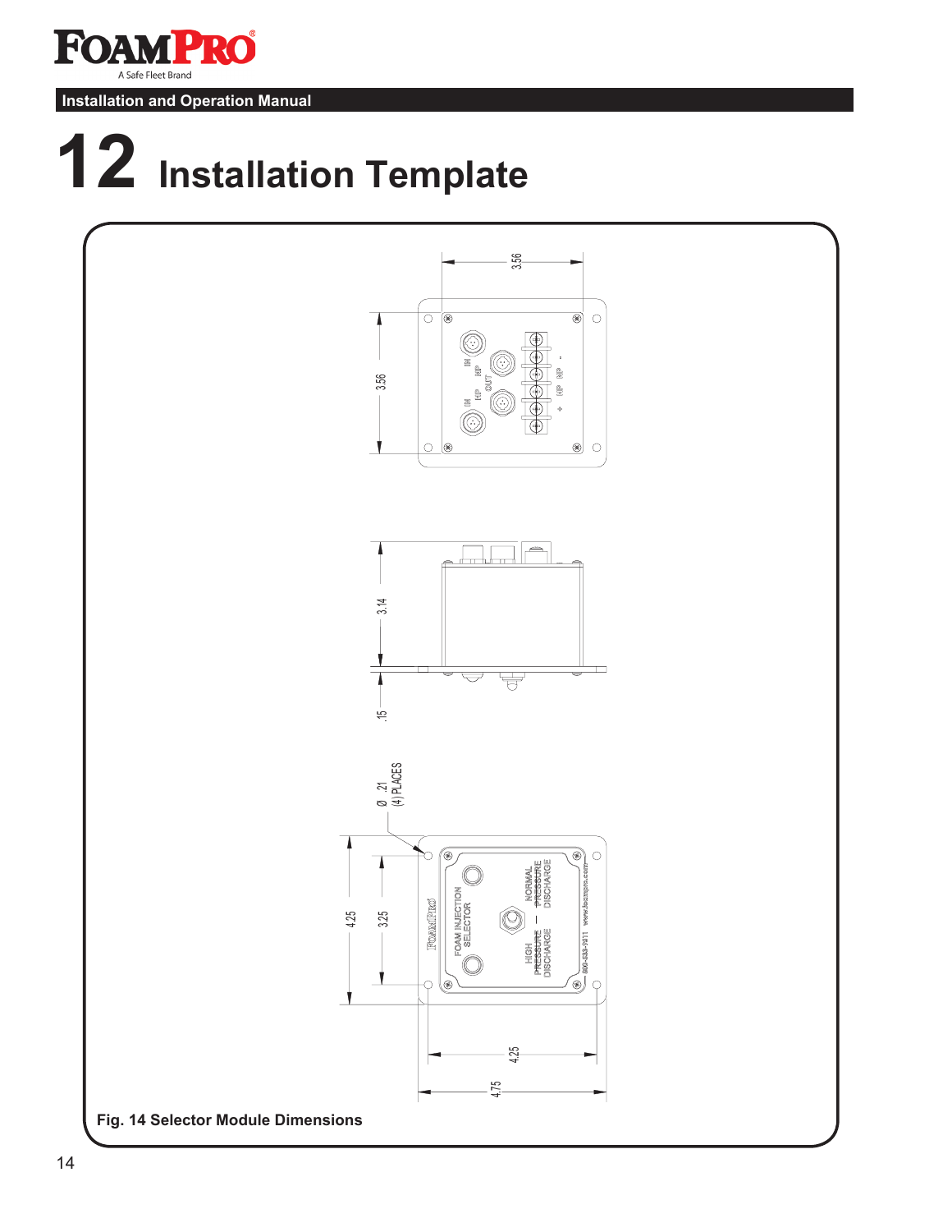# 12 Installation Template

Fig. 14 Selector Module Dimensions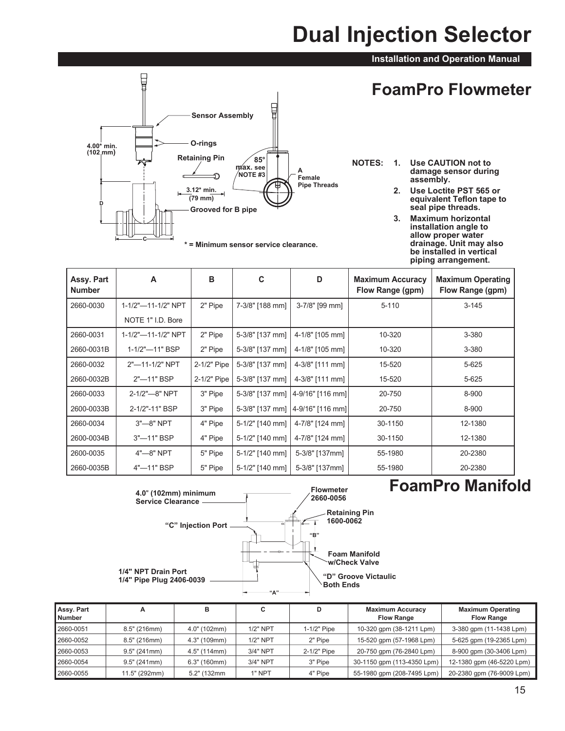# Dual Injection Selector

Installation and Operation Manual

## FoamPro Flowmeter

Sensor Assembly

O-rings

Retaining Pin

4.00* min. (102 mm)

3.12* min. (79 mm)

Grooved for B pipe

85° max. see NOTE #3

A Female Pipe Threads

* = Minimum sensor service clearance.

**NOTES:**

1. **Use CAUTION not to damage sensor during assembly.**
2. **Use Loctite PST 565 or equivalent Teflon tape to seal pipe threads.**
3. **Maximum horizontal installation angle to allow proper water drainage. Unit may also be installed in vertical piping arrangement.**

| Assy. Part Number | A | B | C | D | Maximum Accuracy Flow Range (gpm) | Maximum Operating Flow Range (gpm) |
|---|---|---|---|---|---|---|
| 2660-0030 | 1-1/2"—11-1/2" NPT | 2" Pipe | 7-3/8" [188 mm] | 3-7/8" [99 mm] | 5-110 | 3-145 |
| | NOTE 1" I.D. Bore | | | | | |
| 2660-0031 | 1-1/2"—11-1/2" NPT | 2" Pipe | 5-3/8" [137 mm] | 4-1/8" [105 mm] | 10-320 | 3-380 |
| 2660-0031B | 1-1/2"—11" BSP | 2" Pipe | 5-3/8" [137 mm] | 4-1/8" [105 mm] | 10-320 | 3-380 |
| 2660-0032 | 2"—11-1/2" NPT | 2-1/2" Pipe | 5-3/8" [137 mm] | 4-3/8" [111 mm] | 15-520 | 5-625 |
| 2660-0032B | 2"—11" BSP | 2-1/2" Pipe | 5-3/8" [137 mm] | 4-3/8" [111 mm] | 15-520 | 5-625 |
| 2660-0033 | 2-1/2"—8" NPT | 3" Pipe | 5-3/8" [137 mm] | 4-9/16" [116 mm] | 20-750 | 8-900 |
| 2600-0033B | 2-1/2"-11" BSP | 3" Pipe | 5-3/8" [137 mm] | 4-9/16" [116 mm] | 20-750 | 8-900 |
| 2660-0034 | 3"—8" NPT | 4" Pipe | 5-1/2" [140 mm] | 4-7/8" [124 mm] | 30-1150 | 12-1380 |
| 2600-0034B | 3"—11" BSP | 4" Pipe | 5-1/2" [140 mm] | 4-7/8" [124 mm] | 30-1150 | 12-1380 |
| 2600-0035 | 4"—8" NPT | 5" Pipe | 5-1/2" [140 mm] | 5-3/8" [137mm] | 55-1980 | 20-2380 |
| 2660-0035B | 4"—11" BSP | 5" Pipe | 5-1/2" [140 mm] | 5-3/8" [137mm] | 55-1980 | 20-2380 |

## FoamPro Manifold

4.0" (102mm) minimum Service Clearance

Flowmeter 2660-0056

Retaining Pin 1600-0062

"C" Injection Port

"B"

Foam Manifold w/Check Valve

1/4" NPT Drain Port
1/4" Pipe Plug 2406-0039

"D" Groove Victaulic Both Ends

"A"

| Assy. Part Number | A | B | C | D | Maximum Accuracy Flow Range | Maximum Operating Flow Range |
|---|---|---|---|---|---|---|
| 2660-0051 | 8.5" (216mm) | 4.0" (102mm) | 1/2" NPT | 1-1/2" Pipe | 10-320 gpm (38-1211 Lpm) | 3-380 gpm (11-1438 Lpm) |
| 2660-0052 | 8.5" (216mm) | 4.3" (109mm) | 1/2" NPT | 2" Pipe | 15-520 gpm (57-1968 Lpm) | 5-625 gpm (19-2365 Lpm) |
| 2660-0053 | 9.5" (241mm) | 4.5" (114mm) | 3/4" NPT | 2-1/2" Pipe | 20-750 gpm (76-2840 Lpm) | 8-900 gpm (30-3406 Lpm) |
| 2660-0054 | 9.5" (241mm) | 6.3" (160mm) | 3/4" NPT | 3" Pipe | 30-1150 gpm (113-4350 Lpm) | 12-1380 gpm (46-5220 Lpm) |
| 2660-0055 | 11.5" (292mm) | 5.2" (132mm | 1" NPT | 4" Pipe | 55-1980 gpm (208-7495 Lpm) | 20-2380 gpm (76-9009 Lpm) |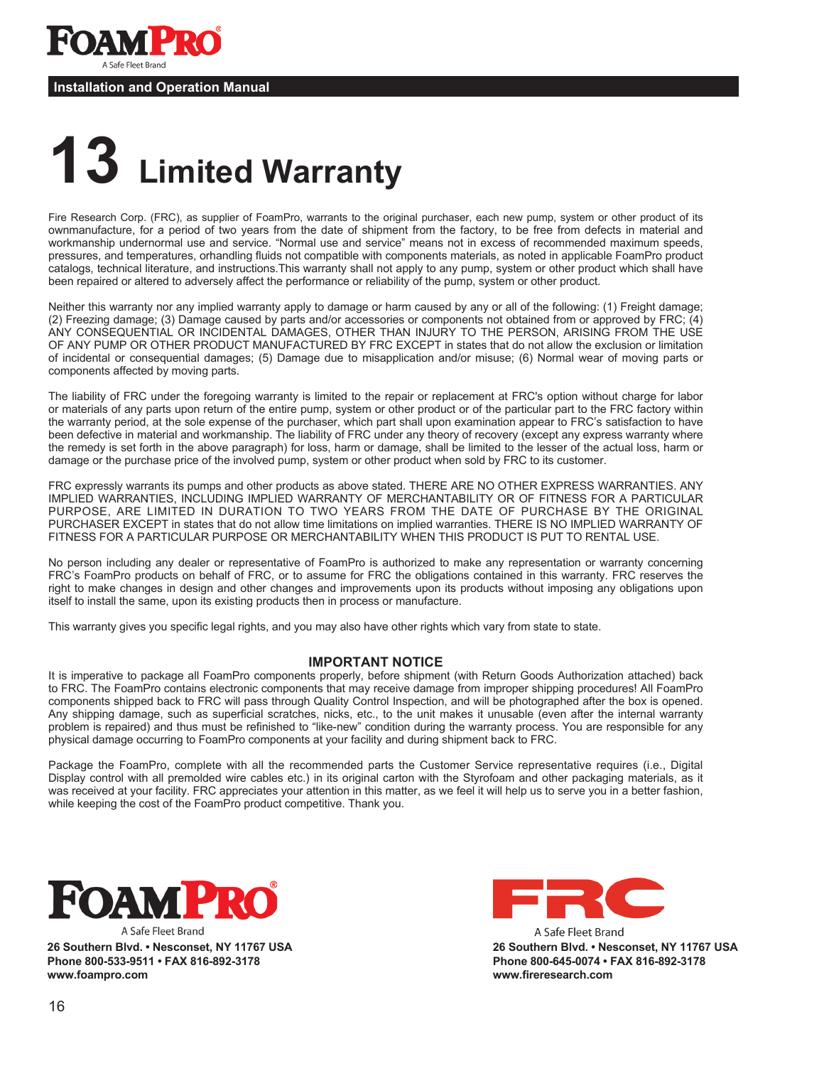# 13 Limited Warranty

Fire Research Corp. (FRC), as supplier of FoamPro, warrants to the original purchaser, each new pump, system or other product of its ownmanufacture, for a period of two years from the date of shipment from the factory, to be free from defects in material and workmanship undernormal use and service. "Normal use and service" means not in excess of recommended maximum speeds, pressures, and temperatures, orhandling fluids not compatible with components materials, as noted in applicable FoamPro product catalogs, technical literature, and instructions.This warranty shall not apply to any pump, system or other product which shall have been repaired or altered to adversely affect the performance or reliability of the pump, system or other product.

Neither this warranty nor any implied warranty apply to damage or harm caused by any or all of the following: (1) Freight damage; (2) Freezing damage; (3) Damage caused by parts and/or accessories or components not obtained from or approved by FRC; (4) ANY CONSEQUENTIAL OR INCIDENTAL DAMAGES, OTHER THAN INJURY TO THE PERSON, ARISING FROM THE USE OF ANY PUMP OR OTHER PRODUCT MANUFACTURED BY FRC EXCEPT in states that do not allow the exclusion or limitation of incidental or consequential damages; (5) Damage due to misapplication and/or misuse; (6) Normal wear of moving parts or components affected by moving parts.

The liability of FRC under the foregoing warranty is limited to the repair or replacement at FRC's option without charge for labor or materials of any parts upon return of the entire pump, system or other product or of the particular part to the FRC factory within the warranty period, at the sole expense of the purchaser, which part shall upon examination appear to FRC's satisfaction to have been defective in material and workmanship. The liability of FRC under any theory of recovery (except any express warranty where the remedy is set forth in the above paragraph) for loss, harm or damage, shall be limited to the lesser of the actual loss, harm or damage or the purchase price of the involved pump, system or other product when sold by FRC to its customer.

FRC expressly warrants its pumps and other products as above stated. THERE ARE NO OTHER EXPRESS WARRANTIES. ANY IMPLIED WARRANTIES, INCLUDING IMPLIED WARRANTY OF MERCHANTABILITY OR OF FITNESS FOR A PARTICULAR PURPOSE, ARE LIMITED IN DURATION TO TWO YEARS FROM THE DATE OF PURCHASE BY THE ORIGINAL PURCHASER EXCEPT in states that do not allow time limitations on implied warranties. THERE IS NO IMPLIED WARRANTY OF FITNESS FOR A PARTICULAR PURPOSE OR MERCHANTABILITY WHEN THIS PRODUCT IS PUT TO RENTAL USE.

No person including any dealer or representative of FoamPro is authorized to make any representation or warranty concerning FRC's FoamPro products on behalf of FRC, or to assume for FRC the obligations contained in this warranty. FRC reserves the right to make changes in design and other changes and improvements upon its products without imposing any obligations upon itself to install the same, upon its existing products then in process or manufacture.

This warranty gives you specific legal rights, and you may also have other rights which vary from state to state.

**IMPORTANT NOTICE**

It is imperative to package all FoamPro components properly, before shipment (with Return Goods Authorization attached) back to FRC. The FoamPro contains electronic components that may receive damage from improper shipping procedures! All FoamPro components shipped back to FRC will pass through Quality Control Inspection, and will be photographed after the box is opened. Any shipping damage, such as superficial scratches, nicks, etc., to the unit makes it unusable (even after the internal warranty problem is repaired) and thus must be refinished to "like-new" condition during the warranty process. You are responsible for any physical damage occurring to FoamPro components at your facility and during shipment back to FRC.

Package the FoamPro, complete with all the recommended parts the Customer Service representative requires (i.e., Digital Display control with all premolded wire cables etc.) in its original carton with the Styrofoam and other packaging materials, as it was received at your facility. FRC appreciates your attention in this matter, as we feel it will help us to serve you in a better fashion, while keeping the cost of the FoamPro product competitive. Thank you.

FOAMPRO®
A Safe Fleet Brand
**26 Southern Blvd. • Nesconset, NY 11767 USA**
**Phone 800-533-9511 • FAX 816-892-3178**
**www.foampro.com**

FRC
A Safe Fleet Brand
**26 Southern Blvd. • Nesconset, NY 11767 USA**
**Phone 800-645-0074 • FAX 816-892-3178**
**www.fireresearch.com**